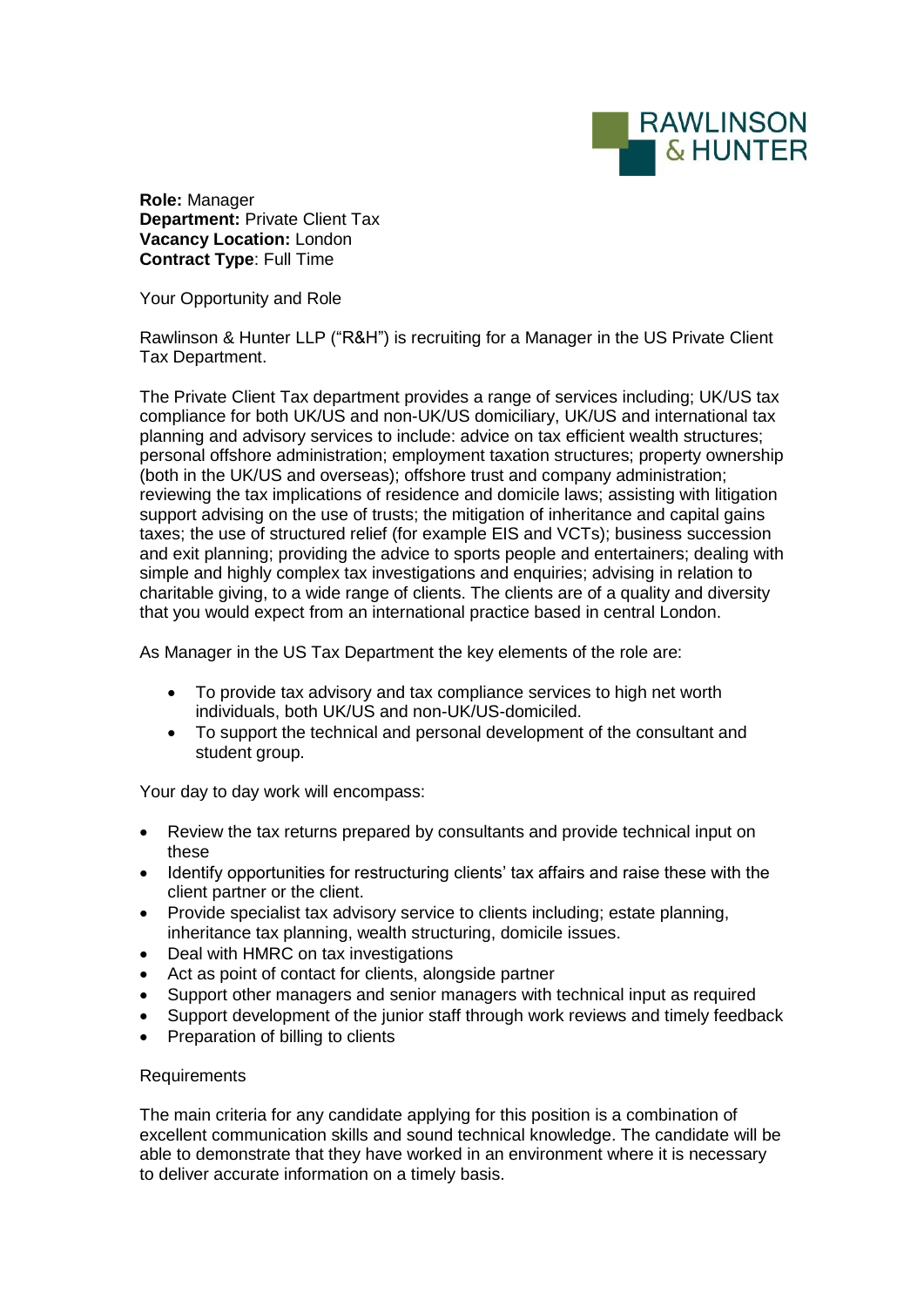RAWLINSON & HUNTER

**Role:** Manager
**Department:** Private Client Tax
**Vacancy Location:** London
**Contract Type**: Full Time

Your Opportunity and Role

Rawlinson & Hunter LLP ("R&H") is recruiting for a Manager in the US Private Client Tax Department.

The Private Client Tax department provides a range of services including; UK/US tax compliance for both UK/US and non-UK/US domiciliary, UK/US and international tax planning and advisory services to include: advice on tax efficient wealth structures; personal offshore administration; employment taxation structures; property ownership (both in the UK/US and overseas); offshore trust and company administration; reviewing the tax implications of residence and domicile laws; assisting with litigation support advising on the use of trusts; the mitigation of inheritance and capital gains taxes; the use of structured relief (for example EIS and VCTs); business succession and exit planning; providing the advice to sports people and entertainers; dealing with simple and highly complex tax investigations and enquiries; advising in relation to charitable giving, to a wide range of clients. The clients are of a quality and diversity that you would expect from an international practice based in central London.

As Manager in the US Tax Department the key elements of the role are:

- To provide tax advisory and tax compliance services to high net worth individuals, both UK/US and non-UK/US-domiciled.
- To support the technical and personal development of the consultant and student group.

Your day to day work will encompass:

- Review the tax returns prepared by consultants and provide technical input on these
- Identify opportunities for restructuring clients' tax affairs and raise these with the client partner or the client.
- Provide specialist tax advisory service to clients including; estate planning, inheritance tax planning, wealth structuring, domicile issues.
- Deal with HMRC on tax investigations
- Act as point of contact for clients, alongside partner
- Support other managers and senior managers with technical input as required
- Support development of the junior staff through work reviews and timely feedback
- Preparation of billing to clients

Requirements

The main criteria for any candidate applying for this position is a combination of excellent communication skills and sound technical knowledge. The candidate will be able to demonstrate that they have worked in an environment where it is necessary to deliver accurate information on a timely basis.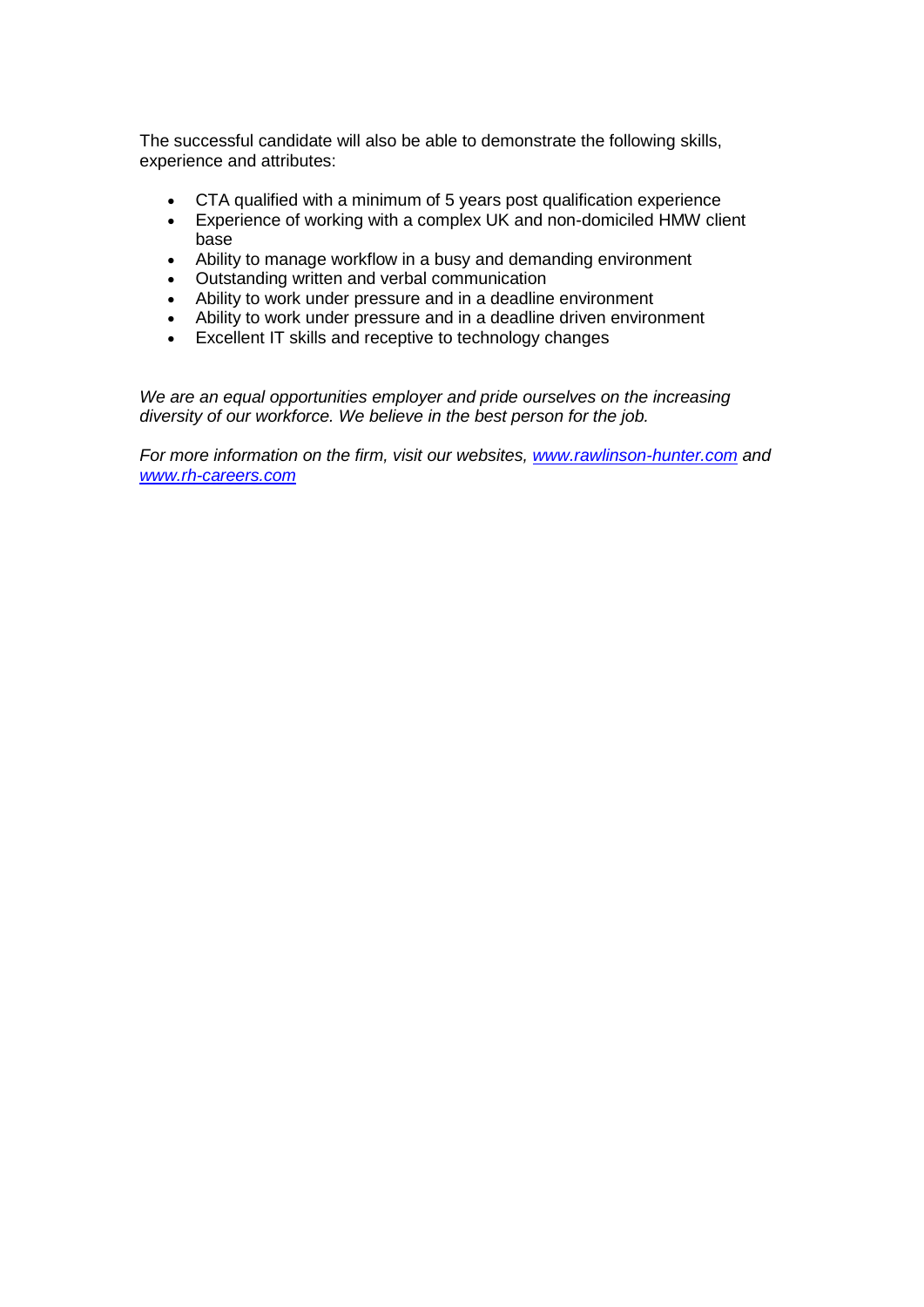The successful candidate will also be able to demonstrate the following skills, experience and attributes:

- CTA qualified with a minimum of 5 years post qualification experience
- Experience of working with a complex UK and non-domiciled HMW client base
- Ability to manage workflow in a busy and demanding environment
- Outstanding written and verbal communication
- Ability to work under pressure and in a deadline environment
- Ability to work under pressure and in a deadline driven environment
- Excellent IT skills and receptive to technology changes

*We are an equal opportunities employer and pride ourselves on the increasing diversity of our workforce. We believe in the best person for the job.*

*For more information on the firm, visit our websites, [www.rawlinson-hunter.com](http://www.rawlinson-hunter.com) and [www.rh-careers.com](http://www.rh-careers.com)*